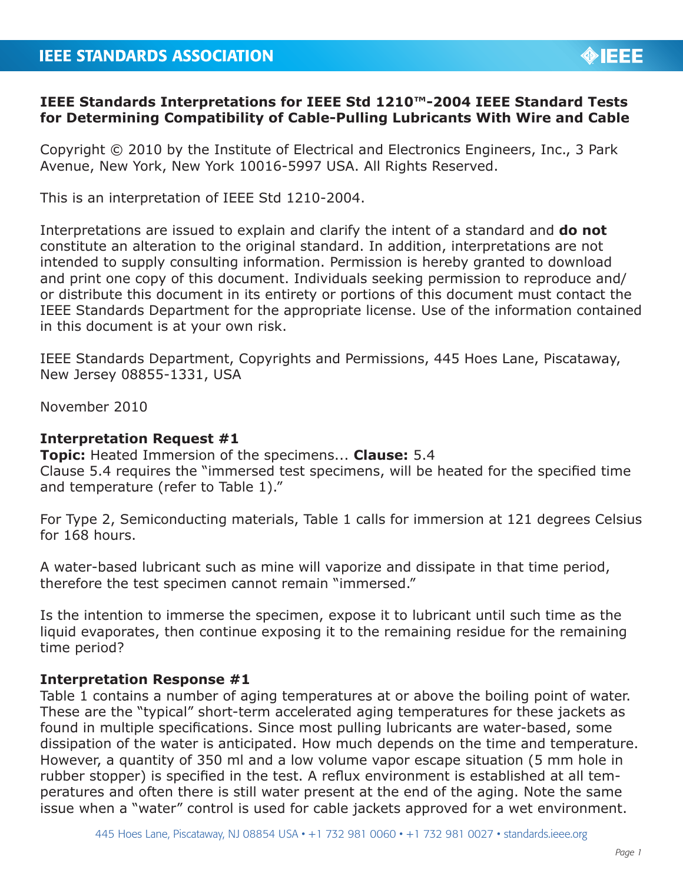**IEEE Standards Interpretations for IEEE Std 1210™-2004 IEEE Standard Tests for Determining Compatibility of Cable-Pulling Lubricants With Wire and Cable**

Copyright © 2010 by the Institute of Electrical and Electronics Engineers, Inc., 3 Park Avenue, New York, New York 10016-5997 USA. All Rights Reserved.

This is an interpretation of IEEE Std 1210-2004.

Interpretations are issued to explain and clarify the intent of a standard and **do not** constitute an alteration to the original standard. In addition, interpretations are not intended to supply consulting information. Permission is hereby granted to download and print one copy of this document. Individuals seeking permission to reproduce and/or distribute this document in its entirety or portions of this document must contact the IEEE Standards Department for the appropriate license. Use of the information contained in this document is at your own risk.

IEEE Standards Department, Copyrights and Permissions, 445 Hoes Lane, Piscataway, New Jersey 08855-1331, USA

November 2010

**Interpretation Request #1**
**Topic:** Heated Immersion of the specimens... **Clause:** 5.4
Clause 5.4 requires the "immersed test specimens, will be heated for the specified time and temperature (refer to Table 1)."

For Type 2, Semiconducting materials, Table 1 calls for immersion at 121 degrees Celsius for 168 hours.

A water-based lubricant such as mine will vaporize and dissipate in that time period, therefore the test specimen cannot remain "immersed."

Is the intention to immerse the specimen, expose it to lubricant until such time as the liquid evaporates, then continue exposing it to the remaining residue for the remaining time period?

**Interpretation Response #1**
Table 1 contains a number of aging temperatures at or above the boiling point of water. These are the "typical" short-term accelerated aging temperatures for these jackets as found in multiple specifications. Since most pulling lubricants are water-based, some dissipation of the water is anticipated. How much depends on the time and temperature. However, a quantity of 350 ml and a low volume vapor escape situation (5 mm hole in rubber stopper) is specified in the test. A reflux environment is established at all temperatures and often there is still water present at the end of the aging. Note the same issue when a "water" control is used for cable jackets approved for a wet environment.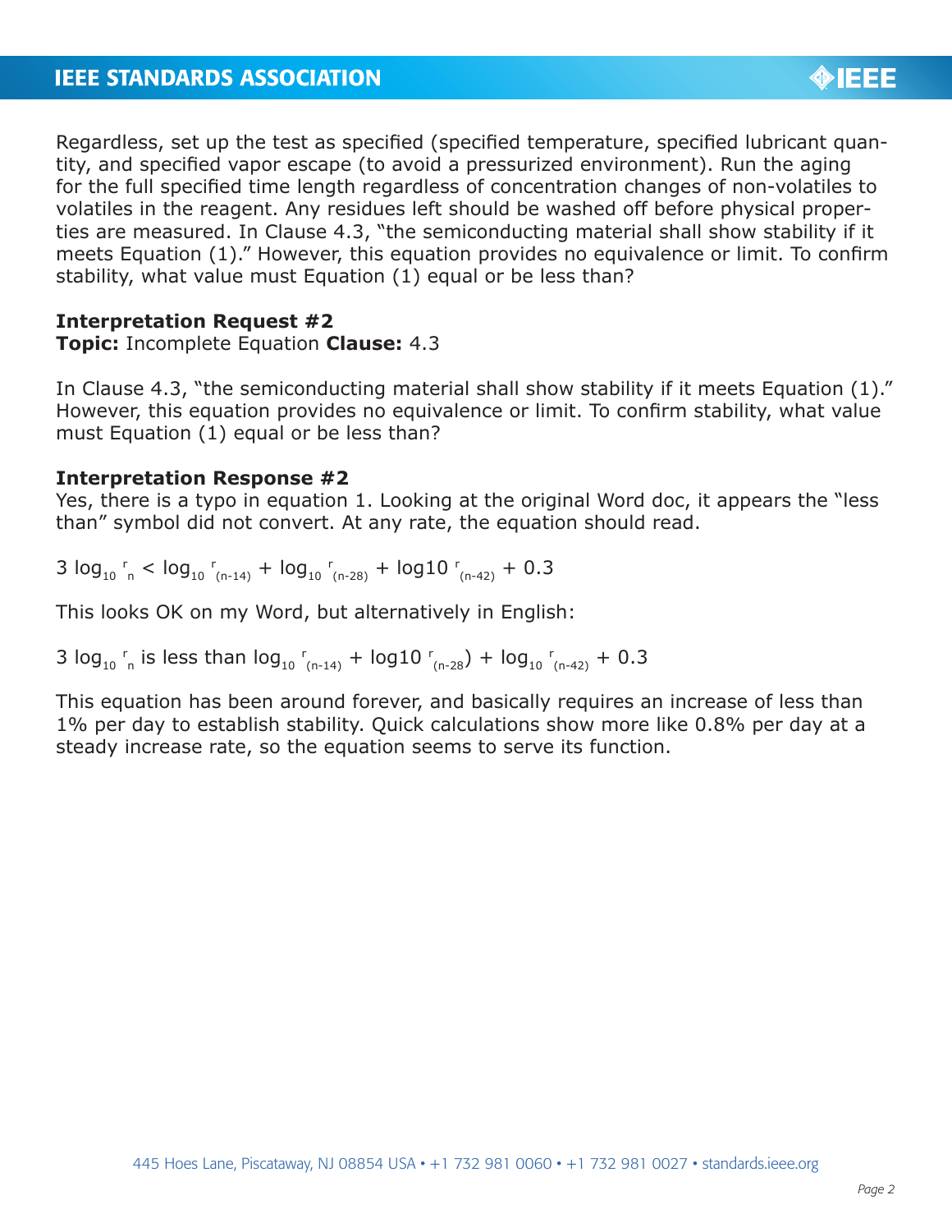Regardless, set up the test as specified (specified temperature, specified lubricant quantity, and specified vapor escape (to avoid a pressurized environment). Run the aging for the full specified time length regardless of concentration changes of non-volatiles to volatiles in the reagent. Any residues left should be washed off before physical properties are measured. In Clause 4.3, "the semiconducting material shall show stability if it meets Equation (1)." However, this equation provides no equivalence or limit. To confirm stability, what value must Equation (1) equal or be less than?

**Interpretation Request #2**
**Topic:** Incomplete Equation **Clause:** 4.3

In Clause 4.3, "the semiconducting material shall show stability if it meets Equation (1)." However, this equation provides no equivalence or limit. To confirm stability, what value must Equation (1) equal or be less than?

**Interpretation Response #2**
Yes, there is a typo in equation 1. Looking at the original Word doc, it appears the "less than" symbol did not convert. At any rate, the equation should read.

$3 \log_{10} {}^{r}{}_{n} < \log_{10} {}^{r}{}_{(n-14)} + \log_{10} {}^{r}{}_{(n-28)} + \log 10 \, {}^{r}{}_{(n-42)} + 0.3$

This looks OK on my Word, but alternatively in English:

$3 \log_{10} {}^{r}{}_{n}$ is less than $\log_{10} {}^{r}{}_{(n-14)} + \log 10 \, {}^{r}{}_{(n-28)}) + \log_{10} {}^{r}{}_{(n-42)} + 0.3$

This equation has been around forever, and basically requires an increase of less than 1% per day to establish stability. Quick calculations show more like 0.8% per day at a steady increase rate, so the equation seems to serve its function.